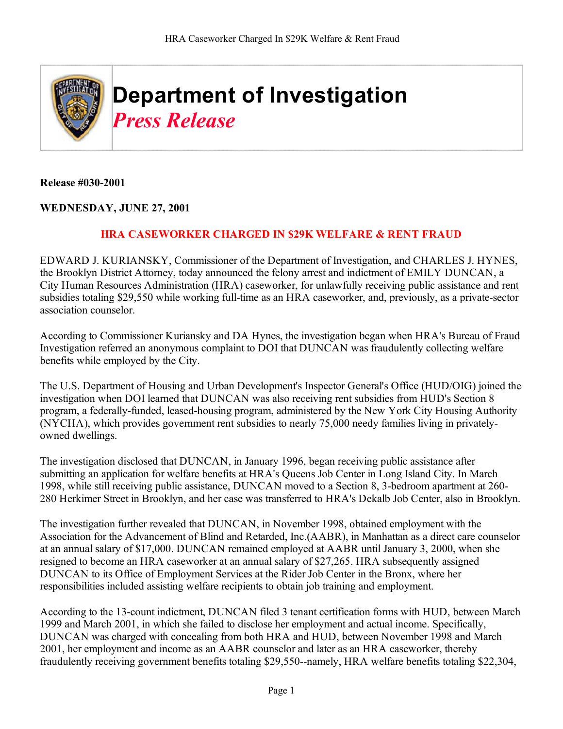# Department of Investigation

## *Press Release*

**Release #030-2001**

**WEDNESDAY, JUNE 27, 2001**

**HRA CASEWORKER CHARGED IN $29K WELFARE & RENT FRAUD**

EDWARD J. KURIANSKY, Commissioner of the Department of Investigation, and CHARLES J. HYNES, the Brooklyn District Attorney, today announced the felony arrest and indictment of EMILY DUNCAN, a City Human Resources Administration (HRA) caseworker, for unlawfully receiving public assistance and rent subsidies totaling $29,550 while working full-time as an HRA caseworker, and, previously, as a private-sector association counselor.

According to Commissioner Kuriansky and DA Hynes, the investigation began when HRA's Bureau of Fraud Investigation referred an anonymous complaint to DOI that DUNCAN was fraudulently collecting welfare benefits while employed by the City.

The U.S. Department of Housing and Urban Development's Inspector General's Office (HUD/OIG) joined the investigation when DOI learned that DUNCAN was also receiving rent subsidies from HUD's Section 8 program, a federally-funded, leased-housing program, administered by the New York City Housing Authority (NYCHA), which provides government rent subsidies to nearly 75,000 needy families living in privately-owned dwellings.

The investigation disclosed that DUNCAN, in January 1996, began receiving public assistance after submitting an application for welfare benefits at HRA's Queens Job Center in Long Island City. In March 1998, while still receiving public assistance, DUNCAN moved to a Section 8, 3-bedroom apartment at 260-280 Herkimer Street in Brooklyn, and her case was transferred to HRA's Dekalb Job Center, also in Brooklyn.

The investigation further revealed that DUNCAN, in November 1998, obtained employment with the Association for the Advancement of Blind and Retarded, Inc.(AABR), in Manhattan as a direct care counselor at an annual salary of $17,000. DUNCAN remained employed at AABR until January 3, 2000, when she resigned to become an HRA caseworker at an annual salary of $27,265. HRA subsequently assigned DUNCAN to its Office of Employment Services at the Rider Job Center in the Bronx, where her responsibilities included assisting welfare recipients to obtain job training and employment.

According to the 13-count indictment, DUNCAN filed 3 tenant certification forms with HUD, between March 1999 and March 2001, in which she failed to disclose her employment and actual income. Specifically, DUNCAN was charged with concealing from both HRA and HUD, between November 1998 and March 2001, her employment and income as an AABR counselor and later as an HRA caseworker, thereby fraudulently receiving government benefits totaling $29,550--namely, HRA welfare benefits totaling $22,304,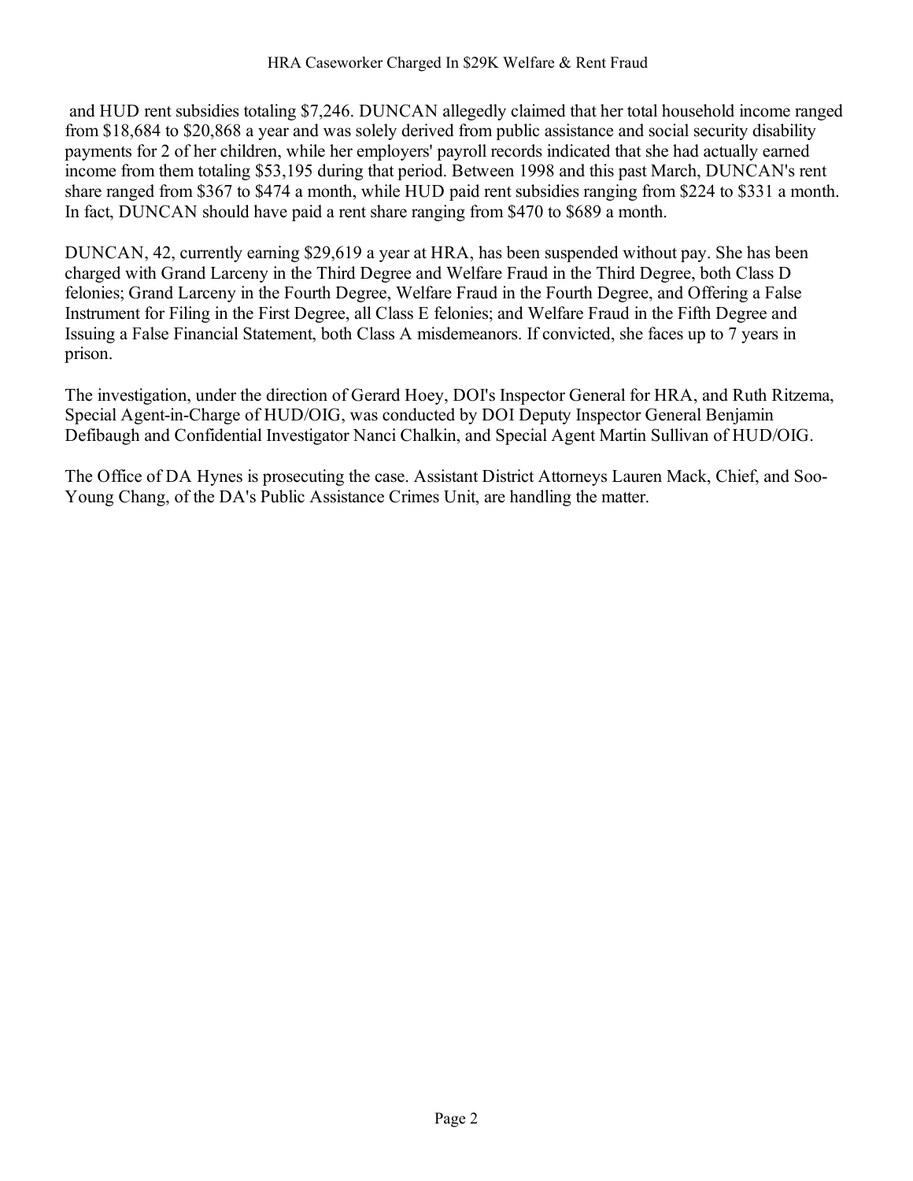and HUD rent subsidies totaling $7,246. DUNCAN allegedly claimed that her total household income ranged from $18,684 to $20,868 a year and was solely derived from public assistance and social security disability payments for 2 of her children, while her employers' payroll records indicated that she had actually earned income from them totaling $53,195 during that period. Between 1998 and this past March, DUNCAN's rent share ranged from $367 to $474 a month, while HUD paid rent subsidies ranging from $224 to $331 a month. In fact, DUNCAN should have paid a rent share ranging from $470 to $689 a month.

DUNCAN, 42, currently earning $29,619 a year at HRA, has been suspended without pay. She has been charged with Grand Larceny in the Third Degree and Welfare Fraud in the Third Degree, both Class D felonies; Grand Larceny in the Fourth Degree, Welfare Fraud in the Fourth Degree, and Offering a False Instrument for Filing in the First Degree, all Class E felonies; and Welfare Fraud in the Fifth Degree and Issuing a False Financial Statement, both Class A misdemeanors. If convicted, she faces up to 7 years in prison.

The investigation, under the direction of Gerard Hoey, DOI's Inspector General for HRA, and Ruth Ritzema, Special Agent-in-Charge of HUD/OIG, was conducted by DOI Deputy Inspector General Benjamin Defibaugh and Confidential Investigator Nanci Chalkin, and Special Agent Martin Sullivan of HUD/OIG.

The Office of DA Hynes is prosecuting the case. Assistant District Attorneys Lauren Mack, Chief, and Soo-Young Chang, of the DA's Public Assistance Crimes Unit, are handling the matter.